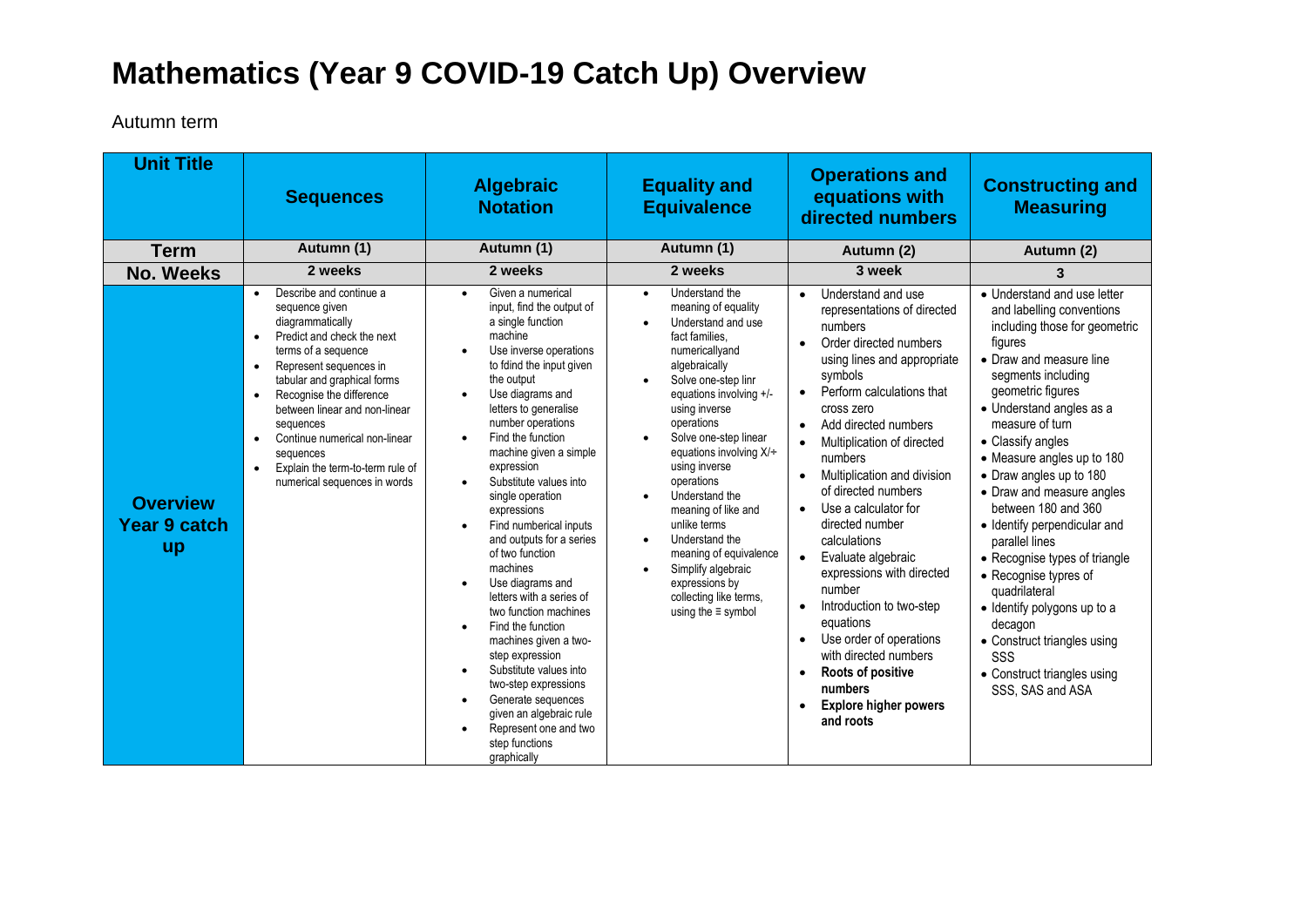# Mathematics (Year 9 COVID-19 Catch Up) Overview

Autumn term

| Unit Title | Sequences | Algebraic Notation | Equality and Equivalence | Operations and equations with directed numbers | Constructing and Measuring |
|---|---|---|---|---|---|
| **Term** | Autumn (1) | Autumn (1) | Autumn (1) | Autumn (2) | Autumn (2) |
| **No. Weeks** | 2 weeks | 2 weeks | 2 weeks | 3 week | 3 |
| **Overview Year 9 catch up** | • Describe and continue a sequence given diagrammatically<br>• Predict and check the next terms of a sequence<br>• Represent sequences in tabular and graphical forms<br>• Recognise the difference between linear and non-linear sequences<br>• Continue numerical non-linear sequences<br>• Explain the term-to-term rule of numerical sequences in words | • Given a numerical input, find the output of a single function machine<br>• Use inverse operations to fdind the input given the output<br>• Use diagrams and letters to generalise number operations<br>• Find the function machine given a simple expression<br>• Substitute values into single operation expressions<br>• Find numberical inputs and outputs for a series of two function machines<br>• Use diagrams and letters with a series of two function machines<br>• Find the function machines given a two-step expression<br>• Substitute values into two-step expressions<br>• Generate sequences given an algebraic rule<br>• Represent one and two step functions graphically | • Understand the meaning of equality<br>• Understand and use fact families, numericallyand algebraically<br>• Solve one-step linr equations involving +/- using inverse operations<br>• Solve one-step linear equations involving X/÷ using inverse operations<br>• Understand the meaning of like and unlike terms<br>• Understand the meaning of equivalence<br>• Simplify algebraic expressions by collecting like terms, using the ≡ symbol | • Understand and use representations of directed numbers<br>• Order directed numbers using lines and appropriate symbols<br>• Perform calculations that cross zero<br>• Add directed numbers<br>• Multiplication of directed numbers<br>• Multiplication and division of directed numbers<br>• Use a calculator for directed number calculations<br>• Evaluate algebraic expressions with directed number<br>• Introduction to two-step equations<br>• Use order of operations with directed numbers<br>• **Roots of positive numbers**<br>• **Explore higher powers and roots** | • Understand and use letter and labelling conventions including those for geometric figures<br>• Draw and measure line segments including geometric figures<br>• Understand angles as a measure of turn<br>• Classify angles<br>• Measure angles up to 180<br>• Draw angles up to 180<br>• Draw and measure angles between 180 and 360<br>• Identify perpendicular and parallel lines<br>• Recognise types of triangle<br>• Recognise typres of quadrilateral<br>• Identify polygons up to a decagon<br>• Construct triangles using SSS<br>• Construct triangles using SSS, SAS and ASA |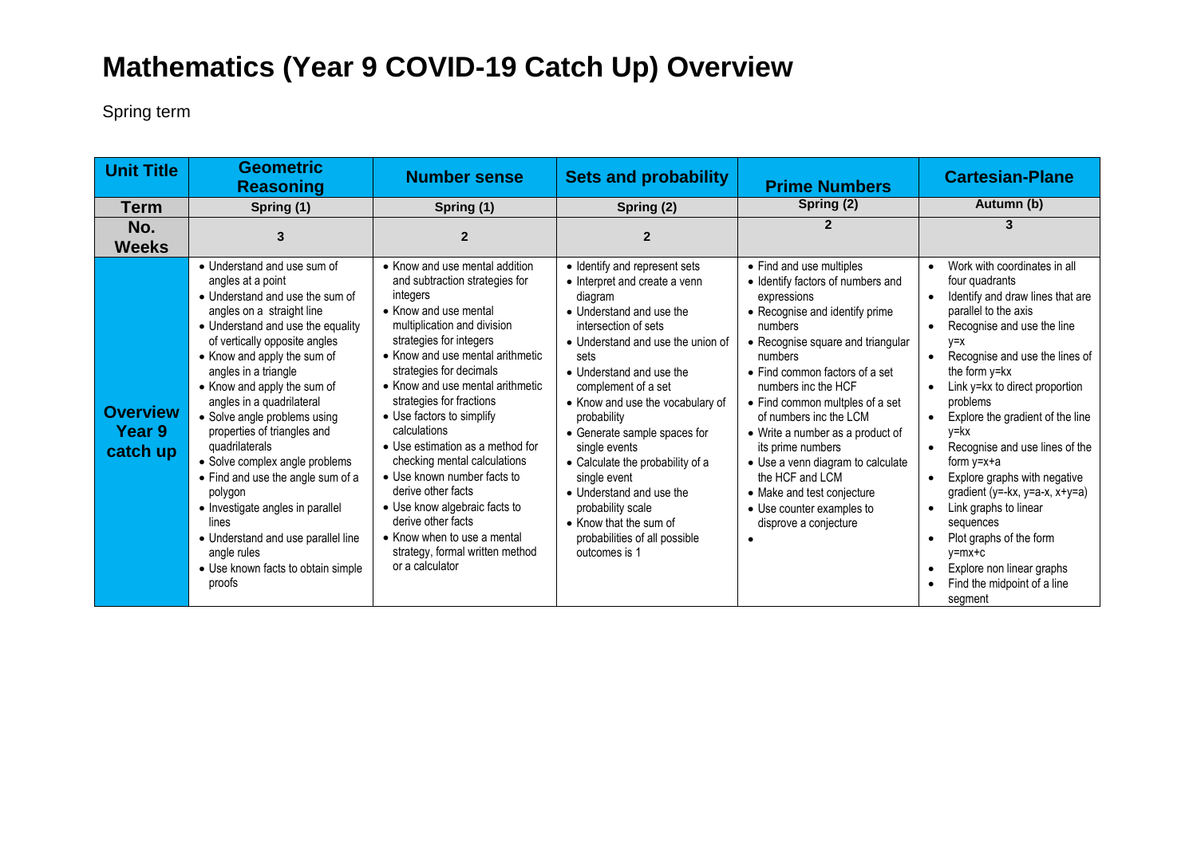# Mathematics (Year 9 COVID-19 Catch Up) Overview

Spring term

| Unit Title | Geometric Reasoning | Number sense | Sets and probability | Prime Numbers | Cartesian-Plane |
|---|---|---|---|---|---|
| Term | Spring (1) | Spring (1) | Spring (2) | Spring (2) | Autumn (b) |
| No. Weeks | 3 | 2 | 2 | 2 | 3 |
| Overview Year 9 catch up | • Understand and use sum of angles at a point<br>• Understand and use the sum of angles on a straight line<br>• Understand and use the equality of vertically opposite angles<br>• Know and apply the sum of angles in a triangle<br>• Know and apply the sum of angles in a quadrilateral<br>• Solve angle problems using properties of triangles and quadrilaterals<br>• Solve complex angle problems<br>• Find and use the angle sum of a polygon<br>• Investigate angles in parallel lines<br>• Understand and use parallel line angle rules<br>• Use known facts to obtain simple proofs | • Know and use mental addition and subtraction strategies for integers<br>• Know and use mental multiplication and division strategies for integers<br>• Know and use mental arithmetic strategies for decimals<br>• Know and use mental arithmetic strategies for fractions<br>• Use factors to simplify calculations<br>• Use estimation as a method for checking mental calculations<br>• Use known number facts to derive other facts<br>• Use know algebraic facts to derive other facts<br>• Know when to use a mental strategy, formal written method or a calculator | • Identify and represent sets<br>• Interpret and create a venn diagram<br>• Understand and use the intersection of sets<br>• Understand and use the union of sets<br>• Understand and use the complement of a set<br>• Know and use the vocabulary of probability<br>• Generate sample spaces for single events<br>• Calculate the probability of a single event<br>• Understand and use the probability scale<br>• Know that the sum of probabilities of all possible outcomes is 1 | • Find and use multiples<br>• Identify factors of numbers and expressions<br>• Recognise and identify prime numbers<br>• Recognise square and triangular numbers<br>• Find common factors of a set numbers inc the HCF<br>• Find common multples of a set of numbers inc the LCM<br>• Write a number as a product of its prime numbers<br>• Use a venn diagram to calculate the HCF and LCM<br>• Make and test conjecture<br>• Use counter examples to disprove a conjecture<br>• | • Work with coordinates in all four quadrants<br>• Identify and draw lines that are parallel to the axis<br>• Recognise and use the line y=x<br>• Recognise and use the lines of the form y=kx<br>• Link y=kx to direct proportion problems<br>• Explore the gradient of the line y=kx<br>• Recognise and use lines of the form y=x+a<br>• Explore graphs with negative gradient (y=-kx, y=a-x, x+y=a)<br>• Link graphs to linear sequences<br>• Plot graphs of the form y=mx+c<br>• Explore non linear graphs<br>• Find the midpoint of a line segment |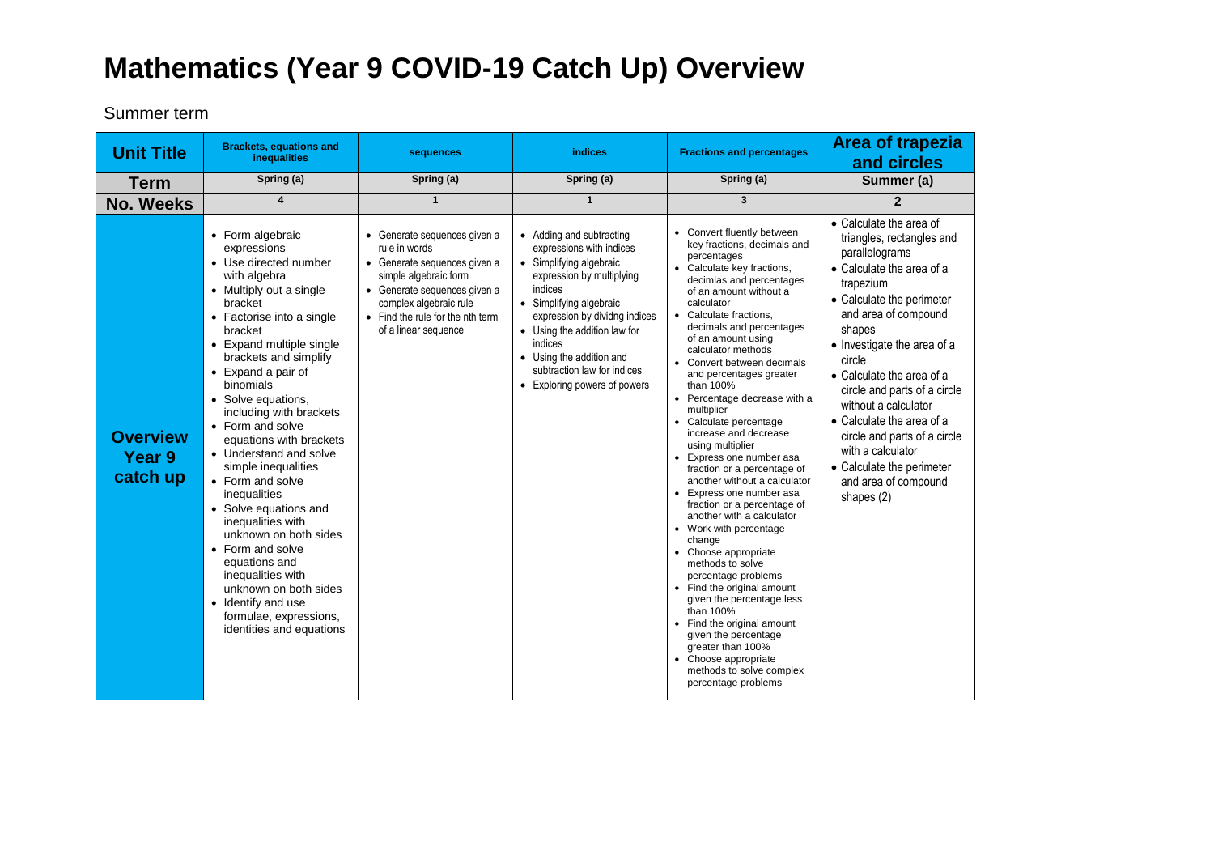# Mathematics (Year 9 COVID-19 Catch Up) Overview

Summer term

| Unit Title | Brackets, equations and inequalities | sequences | indices | Fractions and percentages | Area of trapezia and circles |
|---|---|---|---|---|---|
| **Term** | Spring (a) | Spring (a) | Spring (a) | Spring (a) | Summer (a) |
| **No. Weeks** | 4 | 1 | 1 | 3 | 2 |
| **Overview Year 9 catch up** | • Form algebraic expressions<br>• Use directed number with algebra<br>• Multiply out a single bracket<br>• Factorise into a single bracket<br>• Expand multiple single brackets and simplify<br>• Expand a pair of binomials<br>• Solve equations, including with brackets<br>• Form and solve equations with brackets<br>• Understand and solve simple inequalities<br>• Form and solve inequalities<br>• Solve equations and inequalities with unknown on both sides<br>• Form and solve equations and inequalities with unknown on both sides<br>• Identify and use formulae, expressions, identities and equations | • Generate sequences given a rule in words<br>• Generate sequences given a simple algebraic form<br>• Generate sequences given a complex algebraic rule<br>• Find the rule for the nth term of a linear sequence | • Adding and subtracting expressions with indices<br>• Simplifying algebraic expression by multiplying indices<br>• Simplifying algebraic expression by dividng indices<br>• Using the addition law for indices<br>• Using the addition and subtraction law for indices<br>• Exploring powers of powers | • Convert fluently between key fractions, decimals and percentages<br>• Calculate key fractions, decimlas and percentages of an amount without a calculator<br>• Calculate fractions, decimals and percentages of an amount using calculator methods<br>• Convert between decimals and percentages greater than 100%<br>• Percentage decrease with a multiplier<br>• Calculate percentage increase and decrease using multiplier<br>• Express one number asa fraction or a percentage of another without a calculator<br>• Express one number asa fraction or a percentage of another with a calculator<br>• Work with percentage change<br>• Choose appropriate methods to solve percentage problems<br>• Find the original amount given the percentage less than 100%<br>• Find the original amount given the percentage greater than 100%<br>• Choose appropriate methods to solve complex percentage problems | • Calculate the area of triangles, rectangles and parallelograms<br>• Calculate the area of a trapezium<br>• Calculate the perimeter and area of compound shapes<br>• Investigate the area of a circle<br>• Calculate the area of a circle and parts of a circle without a calculator<br>• Calculate the area of a circle and parts of a circle with a calculator<br>• Calculate the perimeter and area of compound shapes (2) |